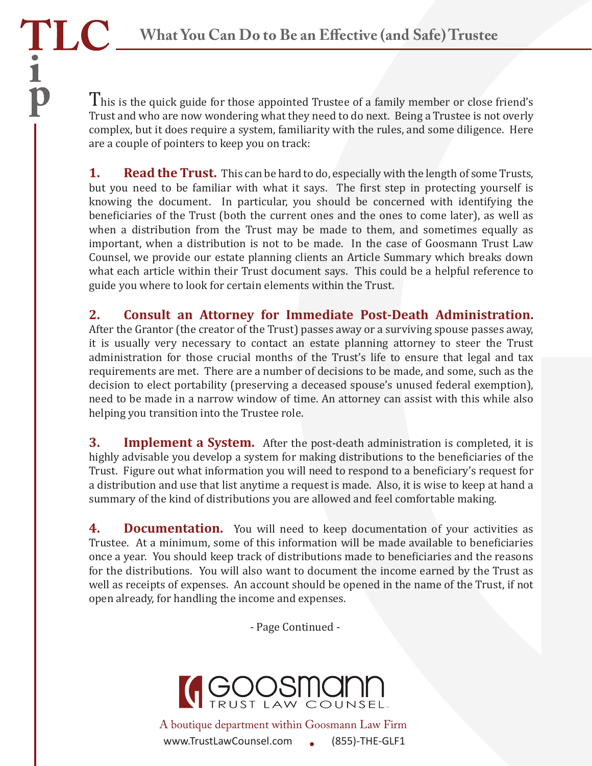# What You Can Do to Be an Effective (and Safe) Trustee

This is the quick guide for those appointed Trustee of a family member or close friend's Trust and who are now wondering what they need to do next. Being a Trustee is not overly complex, but it does require a system, familiarity with the rules, and some diligence. Here are a couple of pointers to keep you on track:

**1. Read the Trust.** This can be hard to do, especially with the length of some Trusts, but you need to be familiar with what it says. The first step in protecting yourself is knowing the document. In particular, you should be concerned with identifying the beneficiaries of the Trust (both the current ones and the ones to come later), as well as when a distribution from the Trust may be made to them, and sometimes equally as important, when a distribution is not to be made. In the case of Goosmann Trust Law Counsel, we provide our estate planning clients an Article Summary which breaks down what each article within their Trust document says. This could be a helpful reference to guide you where to look for certain elements within the Trust.

**2. Consult an Attorney for Immediate Post-Death Administration.** After the Grantor (the creator of the Trust) passes away or a surviving spouse passes away, it is usually very necessary to contact an estate planning attorney to steer the Trust administration for those crucial months of the Trust's life to ensure that legal and tax requirements are met. There are a number of decisions to be made, and some, such as the decision to elect portability (preserving a deceased spouse's unused federal exemption), need to be made in a narrow window of time. An attorney can assist with this while also helping you transition into the Trustee role.

**3. Implement a System.** After the post-death administration is completed, it is highly advisable you develop a system for making distributions to the beneficiaries of the Trust. Figure out what information you will need to respond to a beneficiary's request for a distribution and use that list anytime a request is made. Also, it is wise to keep at hand a summary of the kind of distributions you are allowed and feel comfortable making.

**4. Documentation.** You will need to keep documentation of your activities as Trustee. At a minimum, some of this information will be made available to beneficiaries once a year. You should keep track of distributions made to beneficiaries and the reasons for the distributions. You will also want to document the income earned by the Trust as well as receipts of expenses. An account should be opened in the name of the Trust, if not open already, for handling the income and expenses.

- Page Continued -

GOOSMANN TRUST LAW COUNSEL

A boutique department within Goosmann Law Firm

www.TrustLawCounsel.com • (855)-THE-GLF1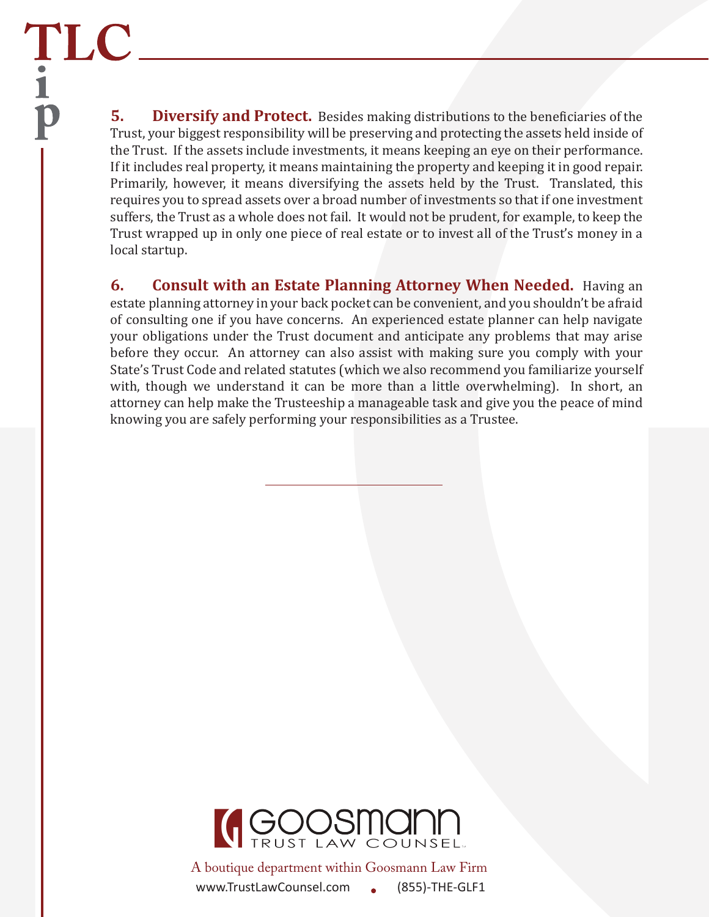**5. Diversify and Protect.** Besides making distributions to the beneficiaries of the Trust, your biggest responsibility will be preserving and protecting the assets held inside of the Trust. If the assets include investments, it means keeping an eye on their performance. If it includes real property, it means maintaining the property and keeping it in good repair. Primarily, however, it means diversifying the assets held by the Trust. Translated, this requires you to spread assets over a broad number of investments so that if one investment suffers, the Trust as a whole does not fail. It would not be prudent, for example, to keep the Trust wrapped up in only one piece of real estate or to invest all of the Trust's money in a local startup.

**6. Consult with an Estate Planning Attorney When Needed.** Having an estate planning attorney in your back pocket can be convenient, and you shouldn't be afraid of consulting one if you have concerns. An experienced estate planner can help navigate your obligations under the Trust document and anticipate any problems that may arise before they occur. An attorney can also assist with making sure you comply with your State's Trust Code and related statutes (which we also recommend you familiarize yourself with, though we understand it can be more than a little overwhelming). In short, an attorney can help make the Trusteeship a manageable task and give you the peace of mind knowing you are safely performing your responsibilities as a Trustee.

---

GOOSMANN TRUST LAW COUNSEL

A boutique department within Goosmann Law Firm

www.TrustLawCounsel.com • (855)-THE-GLF1